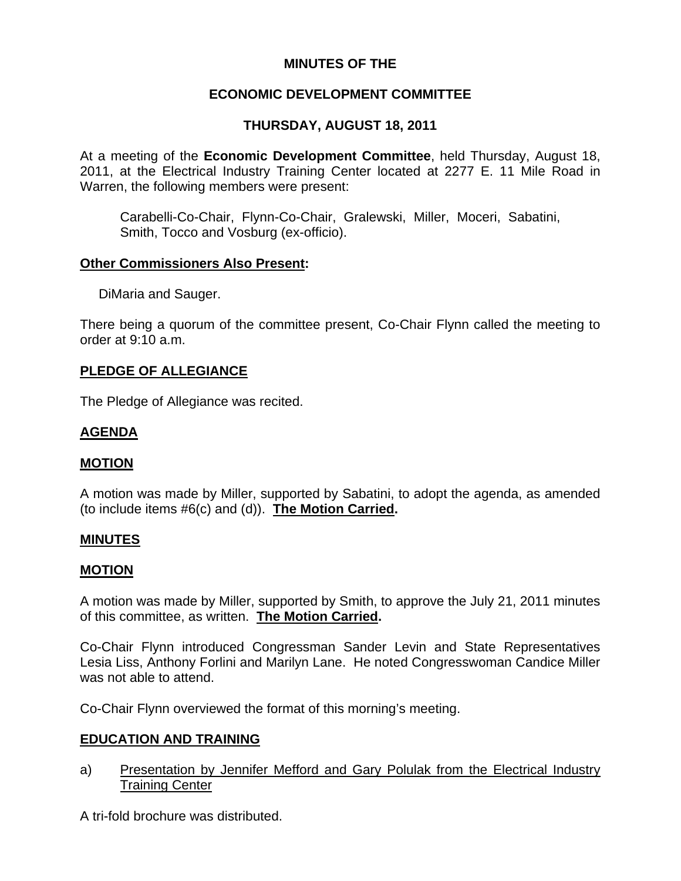# MINUTES OF THE

# ECONOMIC DEVELOPMENT COMMITTEE

# THURSDAY, AUGUST 18, 2011

At a meeting of the **Economic Development Committee**, held Thursday, August 18, 2011, at the Electrical Industry Training Center located at 2277 E. 11 Mile Road in Warren, the following members were present:

Carabelli-Co-Chair, Flynn-Co-Chair, Gralewski, Miller, Moceri, Sabatini, Smith, Tocco and Vosburg (ex-officio).

## Other Commissioners Also Present:

DiMaria and Sauger.

There being a quorum of the committee present, Co-Chair Flynn called the meeting to order at 9:10 a.m.

## PLEDGE OF ALLEGIANCE

The Pledge of Allegiance was recited.

## AGENDA

## MOTION

A motion was made by Miller, supported by Sabatini, to adopt the agenda, as amended (to include items #6(c) and (d)). **The Motion Carried.**

## MINUTES

## MOTION

A motion was made by Miller, supported by Smith, to approve the July 21, 2011 minutes of this committee, as written. **The Motion Carried.**

Co-Chair Flynn introduced Congressman Sander Levin and State Representatives Lesia Liss, Anthony Forlini and Marilyn Lane. He noted Congresswoman Candice Miller was not able to attend.

Co-Chair Flynn overviewed the format of this morning's meeting.

## EDUCATION AND TRAINING

a) Presentation by Jennifer Mefford and Gary Polulak from the Electrical Industry Training Center

A tri-fold brochure was distributed.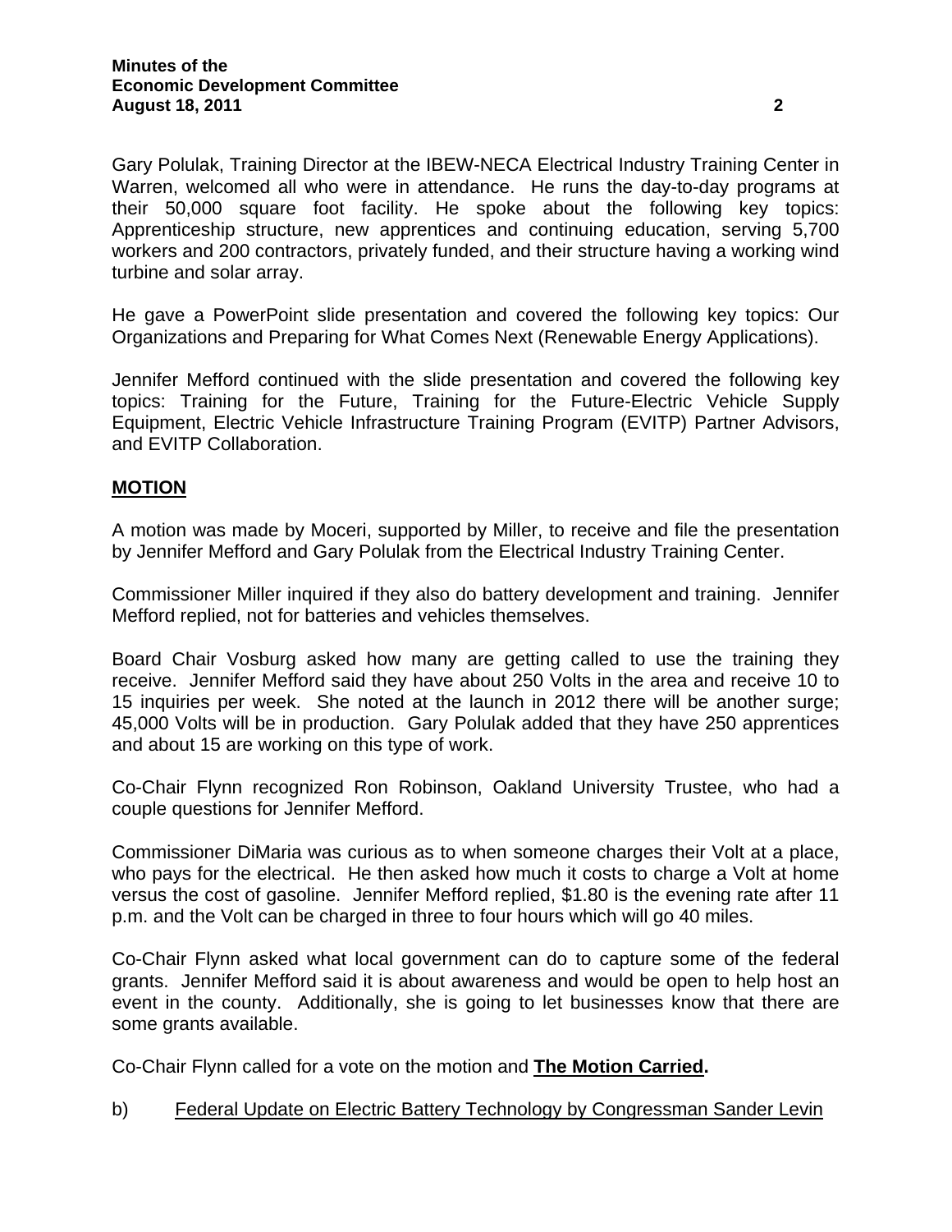Gary Polulak, Training Director at the IBEW-NECA Electrical Industry Training Center in Warren, welcomed all who were in attendance. He runs the day-to-day programs at their 50,000 square foot facility. He spoke about the following key topics: Apprenticeship structure, new apprentices and continuing education, serving 5,700 workers and 200 contractors, privately funded, and their structure having a working wind turbine and solar array.

He gave a PowerPoint slide presentation and covered the following key topics: Our Organizations and Preparing for What Comes Next (Renewable Energy Applications).

Jennifer Mefford continued with the slide presentation and covered the following key topics: Training for the Future, Training for the Future-Electric Vehicle Supply Equipment, Electric Vehicle Infrastructure Training Program (EVITP) Partner Advisors, and EVITP Collaboration.

## MOTION

A motion was made by Moceri, supported by Miller, to receive and file the presentation by Jennifer Mefford and Gary Polulak from the Electrical Industry Training Center.

Commissioner Miller inquired if they also do battery development and training. Jennifer Mefford replied, not for batteries and vehicles themselves.

Board Chair Vosburg asked how many are getting called to use the training they receive. Jennifer Mefford said they have about 250 Volts in the area and receive 10 to 15 inquiries per week. She noted at the launch in 2012 there will be another surge; 45,000 Volts will be in production. Gary Polulak added that they have 250 apprentices and about 15 are working on this type of work.

Co-Chair Flynn recognized Ron Robinson, Oakland University Trustee, who had a couple questions for Jennifer Mefford.

Commissioner DiMaria was curious as to when someone charges their Volt at a place, who pays for the electrical. He then asked how much it costs to charge a Volt at home versus the cost of gasoline. Jennifer Mefford replied, $1.80 is the evening rate after 11 p.m. and the Volt can be charged in three to four hours which will go 40 miles.

Co-Chair Flynn asked what local government can do to capture some of the federal grants. Jennifer Mefford said it is about awareness and would be open to help host an event in the county. Additionally, she is going to let businesses know that there are some grants available.

Co-Chair Flynn called for a vote on the motion and **The Motion Carried.**

b) Federal Update on Electric Battery Technology by Congressman Sander Levin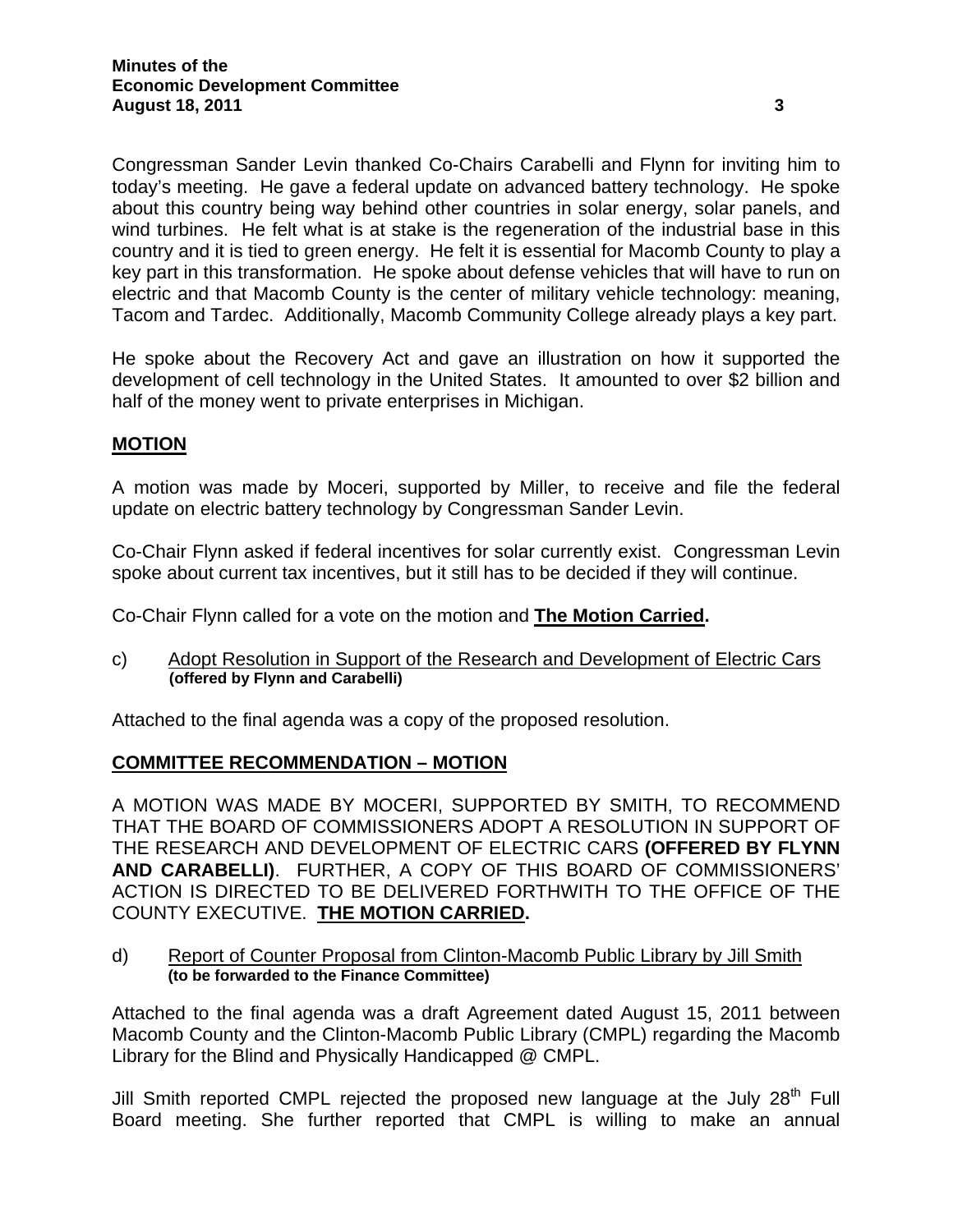Congressman Sander Levin thanked Co-Chairs Carabelli and Flynn for inviting him to today's meeting. He gave a federal update on advanced battery technology. He spoke about this country being way behind other countries in solar energy, solar panels, and wind turbines. He felt what is at stake is the regeneration of the industrial base in this country and it is tied to green energy. He felt it is essential for Macomb County to play a key part in this transformation. He spoke about defense vehicles that will have to run on electric and that Macomb County is the center of military vehicle technology: meaning, Tacom and Tardec. Additionally, Macomb Community College already plays a key part.

He spoke about the Recovery Act and gave an illustration on how it supported the development of cell technology in the United States. It amounted to over $2 billion and half of the money went to private enterprises in Michigan.

**MOTION**

A motion was made by Moceri, supported by Miller, to receive and file the federal update on electric battery technology by Congressman Sander Levin.

Co-Chair Flynn asked if federal incentives for solar currently exist. Congressman Levin spoke about current tax incentives, but it still has to be decided if they will continue.

Co-Chair Flynn called for a vote on the motion and **The Motion Carried.**

c) Adopt Resolution in Support of the Research and Development of Electric Cars **(offered by Flynn and Carabelli)**

Attached to the final agenda was a copy of the proposed resolution.

**COMMITTEE RECOMMENDATION – MOTION**

A MOTION WAS MADE BY MOCERI, SUPPORTED BY SMITH, TO RECOMMEND THAT THE BOARD OF COMMISSIONERS ADOPT A RESOLUTION IN SUPPORT OF THE RESEARCH AND DEVELOPMENT OF ELECTRIC CARS **(OFFERED BY FLYNN AND CARABELLI)**. FURTHER, A COPY OF THIS BOARD OF COMMISSIONERS' ACTION IS DIRECTED TO BE DELIVERED FORTHWITH TO THE OFFICE OF THE COUNTY EXECUTIVE. **THE MOTION CARRIED.**

d) Report of Counter Proposal from Clinton-Macomb Public Library by Jill Smith **(to be forwarded to the Finance Committee)**

Attached to the final agenda was a draft Agreement dated August 15, 2011 between Macomb County and the Clinton-Macomb Public Library (CMPL) regarding the Macomb Library for the Blind and Physically Handicapped @ CMPL.

Jill Smith reported CMPL rejected the proposed new language at the July 28th Full Board meeting. She further reported that CMPL is willing to make an annual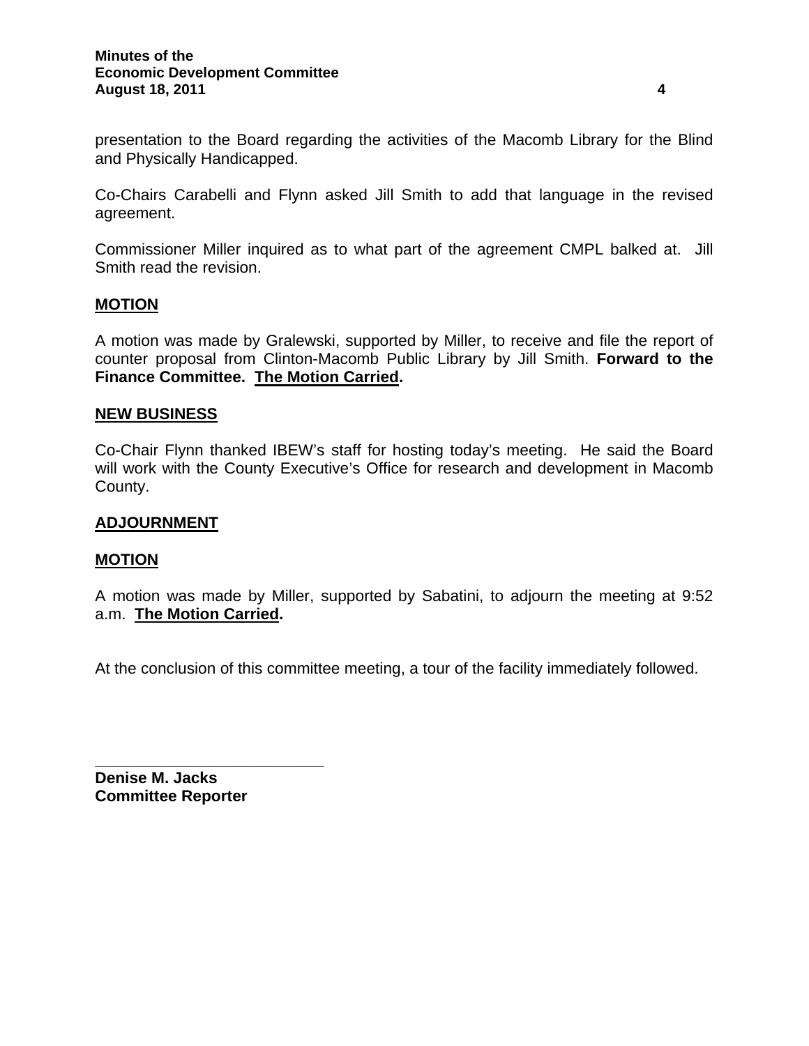presentation to the Board regarding the activities of the Macomb Library for the Blind and Physically Handicapped.

Co-Chairs Carabelli and Flynn asked Jill Smith to add that language in the revised agreement.

Commissioner Miller inquired as to what part of the agreement CMPL balked at. Jill Smith read the revision.

## MOTION

A motion was made by Gralewski, supported by Miller, to receive and file the report of counter proposal from Clinton-Macomb Public Library by Jill Smith. **Forward to the Finance Committee. The Motion Carried.**

## NEW BUSINESS

Co-Chair Flynn thanked IBEW's staff for hosting today's meeting. He said the Board will work with the County Executive's Office for research and development in Macomb County.

## ADJOURNMENT

## MOTION

A motion was made by Miller, supported by Sabatini, to adjourn the meeting at 9:52 a.m. **The Motion Carried.**

At the conclusion of this committee meeting, a tour of the facility immediately followed.

___________________________

**Denise M. Jacks**
**Committee Reporter**